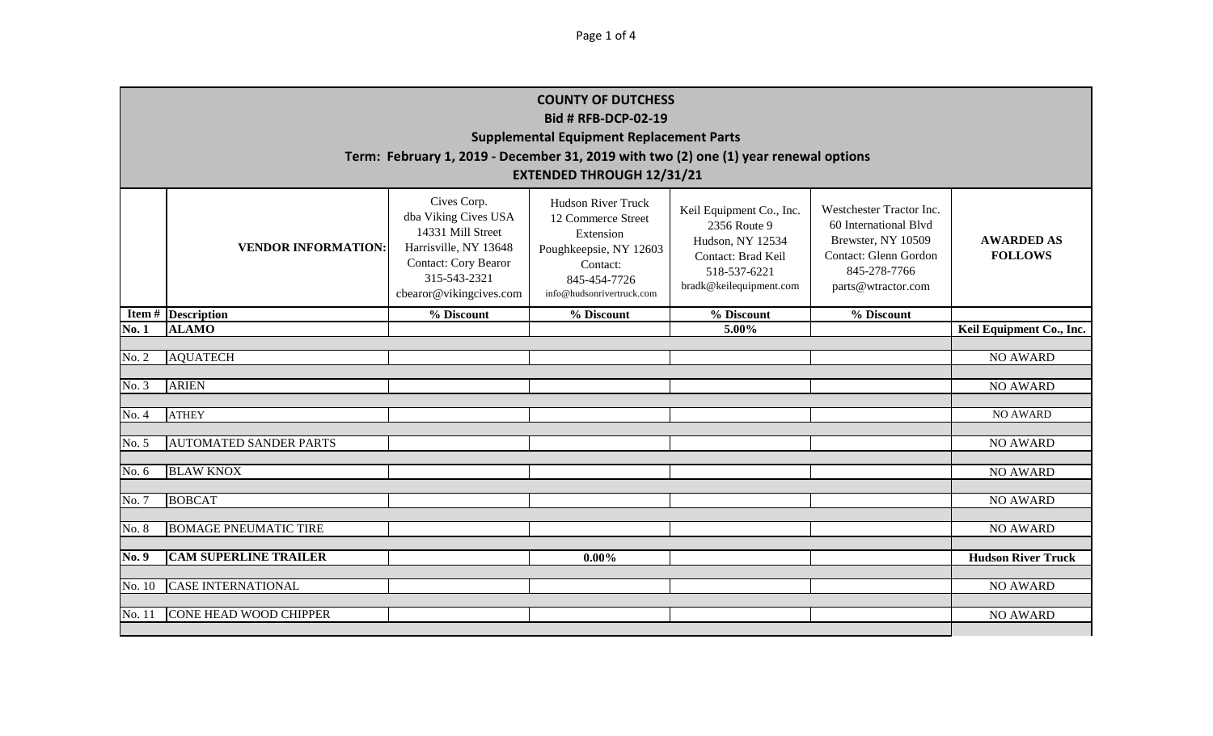# COUNTY OF DUTCHESS

## Bid # RFB-DCP-02-19

## Supplemental Equipment Replacement Parts

## Term: February 1, 2019 - December 31, 2019 with two (2) one (1) year renewal options

## EXTENDED THROUGH 12/31/21

| | VENDOR INFORMATION: | Cives Corp. dba Viking Cives USA 14331 Mill Street Harrisville, NY 13648 Contact: Cory Bearor 315-543-2321 cbearor@vikingcives.com | Hudson River Truck 12 Commerce Street Extension Poughkeepsie, NY 12603 Contact: 845-454-7726 info@hudsonrivertruck.com | Keil Equipment Co., Inc. 2356 Route 9 Hudson, NY 12534 Contact: Brad Keil 518-537-6221 bradk@keilequipment.com | Westchester Tractor Inc. 60 International Blvd Brewster, NY 10509 Contact: Glenn Gordon 845-278-7766 parts@wtractor.com | AWARDED AS FOLLOWS |
|---|---|---|---|---|---|---|
| Item # | Description | % Discount | % Discount | % Discount | % Discount | |
| **No. 1** | **ALAMO** | | | **5.00%** | | **Keil Equipment Co., Inc.** |
| No. 2 | AQUATECH | | | | | NO AWARD |
| No. 3 | ARIEN | | | | | NO AWARD |
| No. 4 | ATHEY | | | | | NO AWARD |
| No. 5 | AUTOMATED SANDER PARTS | | | | | NO AWARD |
| No. 6 | BLAW KNOX | | | | | NO AWARD |
| No. 7 | BOBCAT | | | | | NO AWARD |
| No. 8 | BOMAGE PNEUMATIC TIRE | | | | | NO AWARD |
| **No. 9** | **CAM SUPERLINE TRAILER** | | **0.00%** | | | **Hudson River Truck** |
| No. 10 | CASE INTERNATIONAL | | | | | NO AWARD |
| No. 11 | CONE HEAD WOOD CHIPPER | | | | | NO AWARD |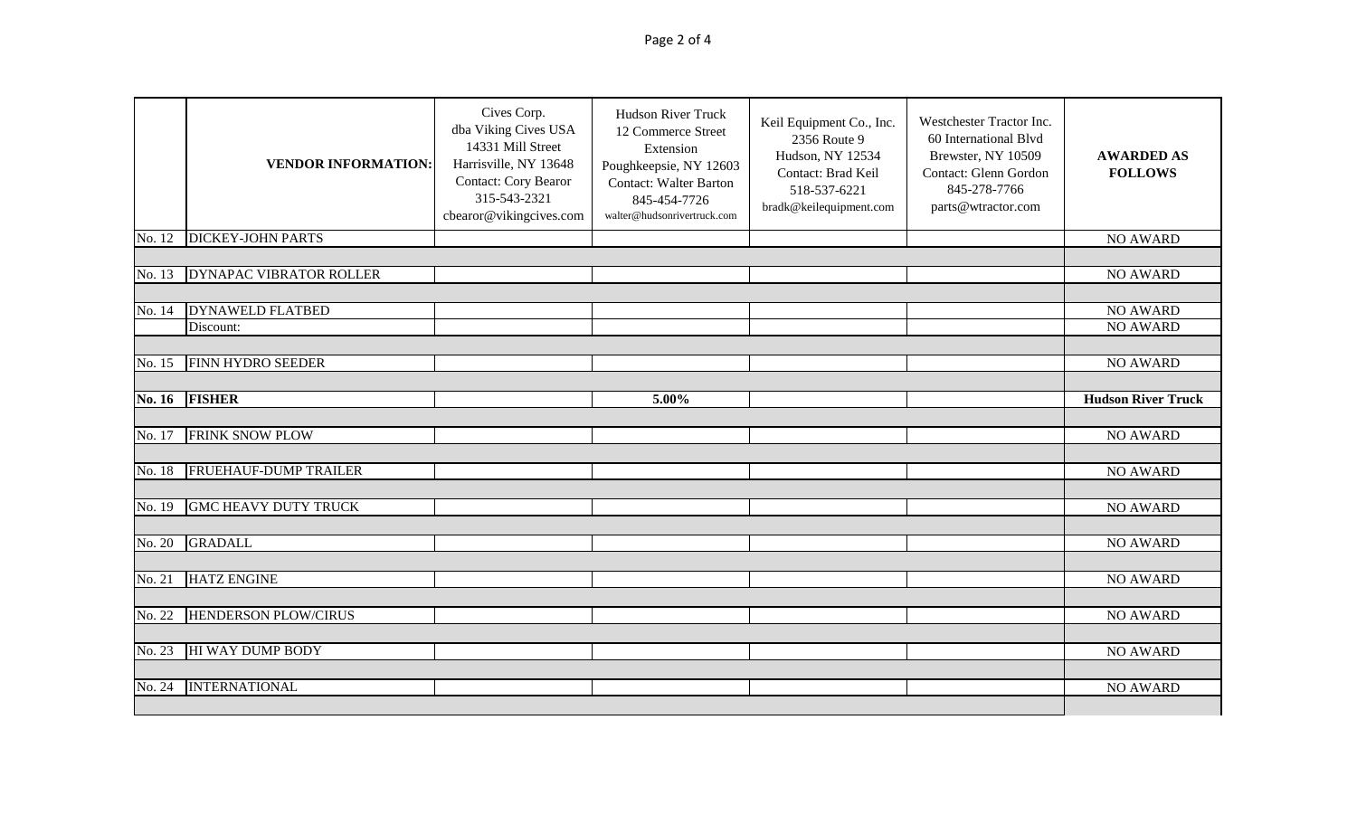| | VENDOR INFORMATION: | Cives Corp. dba Viking Cives USA 14331 Mill Street Harrisville, NY 13648 Contact: Cory Bearor 315-543-2321 cbearor@vikingcives.com | Hudson River Truck 12 Commerce Street Extension Poughkeepsie, NY 12603 Contact: Walter Barton 845-454-7726 walter@hudsonrivertruck.com | Keil Equipment Co., Inc. 2356 Route 9 Hudson, NY 12534 Contact: Brad Keil 518-537-6221 bradk@keilequipment.com | Westchester Tractor Inc. 60 International Blvd Brewster, NY 10509 Contact: Glenn Gordon 845-278-7766 parts@wtractor.com | AWARDED AS FOLLOWS |
|---|---|---|---|---|---|---|
| No. 12 | DICKEY-JOHN PARTS | | | | | NO AWARD |
| No. 13 | DYNAPAC VIBRATOR ROLLER | | | | | NO AWARD |
| No. 14 | DYNAWELD FLATBED | | | | | NO AWARD |
| | Discount: | | | | | NO AWARD |
| No. 15 | FINN HYDRO SEEDER | | | | | NO AWARD |
| **No. 16** | **FISHER** | | **5.00%** | | | **Hudson River Truck** |
| No. 17 | FRINK SNOW PLOW | | | | | NO AWARD |
| No. 18 | FRUEHAUF-DUMP TRAILER | | | | | NO AWARD |
| No. 19 | GMC HEAVY DUTY TRUCK | | | | | NO AWARD |
| No. 20 | GRADALL | | | | | NO AWARD |
| No. 21 | HATZ ENGINE | | | | | NO AWARD |
| No. 22 | HENDERSON PLOW/CIRUS | | | | | NO AWARD |
| No. 23 | HI WAY DUMP BODY | | | | | NO AWARD |
| No. 24 | INTERNATIONAL | | | | | NO AWARD |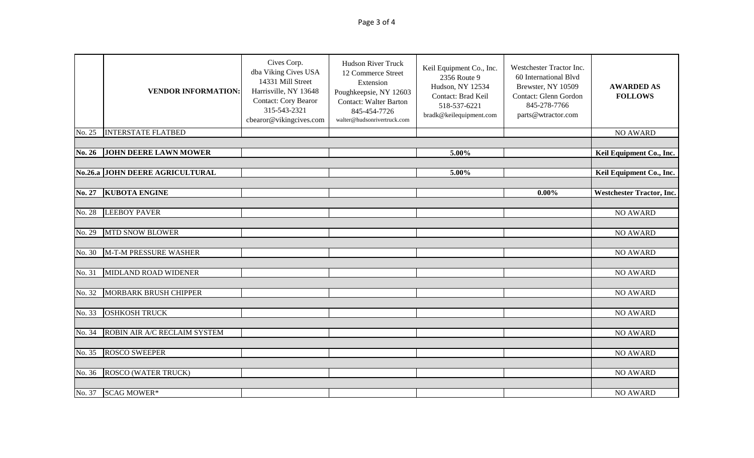| | VENDOR INFORMATION: | Cives Corp. dba Viking Cives USA 14331 Mill Street Harrisville, NY 13648 Contact: Cory Bearor 315-543-2321 cbearor@vikingcives.com | Hudson River Truck 12 Commerce Street Extension Poughkeepsie, NY 12603 Contact: Walter Barton 845-454-7726 walter@hudsonrivertruck.com | Keil Equipment Co., Inc. 2356 Route 9 Hudson, NY 12534 Contact: Brad Keil 518-537-6221 bradk@keilequipment.com | Westchester Tractor Inc. 60 International Blvd Brewster, NY 10509 Contact: Glenn Gordon 845-278-7766 parts@wtractor.com | AWARDED AS FOLLOWS |
|---|---|---|---|---|---|---|
| No. 25 | INTERSTATE FLATBED | | | | | NO AWARD |
| **No. 26** | **JOHN DEERE LAWN MOWER** | | | **5.00%** | | **Keil Equipment Co., Inc.** |
| **No.26.a** | **JOHN DEERE AGRICULTURAL** | | | **5.00%** | | **Keil Equipment Co., Inc.** |
| **No. 27** | **KUBOTA ENGINE** | | | | **0.00%** | **Westchester Tractor, Inc.** |
| No. 28 | LEEBOY PAVER | | | | | NO AWARD |
| No. 29 | MTD SNOW BLOWER | | | | | NO AWARD |
| No. 30 | M-T-M PRESSURE WASHER | | | | | NO AWARD |
| No. 31 | MIDLAND ROAD WIDENER | | | | | NO AWARD |
| No. 32 | MORBARK BRUSH CHIPPER | | | | | NO AWARD |
| No. 33 | OSHKOSH TRUCK | | | | | NO AWARD |
| No. 34 | ROBIN AIR A/C RECLAIM SYSTEM | | | | | NO AWARD |
| No. 35 | ROSCO SWEEPER | | | | | NO AWARD |
| No. 36 | ROSCO (WATER TRUCK) | | | | | NO AWARD |
| No. 37 | SCAG MOWER* | | | | | NO AWARD |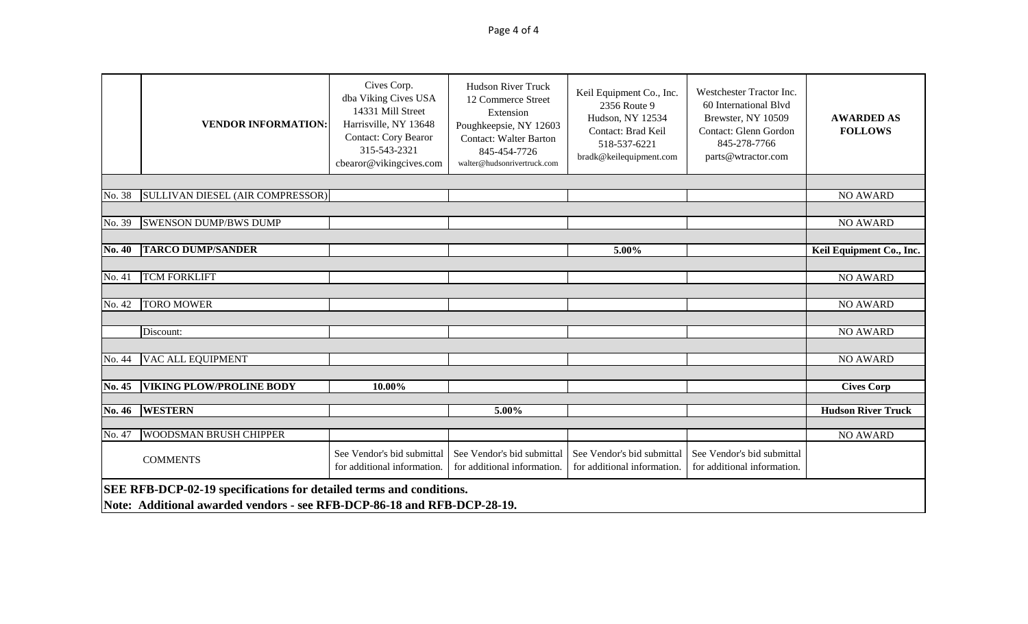| | VENDOR INFORMATION: | Cives Corp. dba Viking Cives USA 14331 Mill Street Harrisville, NY 13648 Contact: Cory Bearor 315-543-2321 cbearor@vikingcives.com | Hudson River Truck 12 Commerce Street Extension Poughkeepsie, NY 12603 Contact: Walter Barton 845-454-7726 walter@hudsonrivertruck.com | Keil Equipment Co., Inc. 2356 Route 9 Hudson, NY 12534 Contact: Brad Keil 518-537-6221 bradk@keilequipment.com | Westchester Tractor Inc. 60 International Blvd Brewster, NY 10509 Contact: Glenn Gordon 845-278-7766 parts@wtractor.com | **AWARDED AS FOLLOWS** |
|---|---|---|---|---|---|---|
| No. 38 | SULLIVAN DIESEL (AIR COMPRESSOR) | | | | | NO AWARD |
| No. 39 | SWENSON DUMP/BWS DUMP | | | | | NO AWARD |
| **No. 40** | **TARCO DUMP/SANDER** | | | **5.00%** | | **Keil Equipment Co., Inc.** |
| No. 41 | TCM FORKLIFT | | | | | NO AWARD |
| No. 42 | TORO MOWER | | | | | NO AWARD |
| | Discount: | | | | | NO AWARD |
| No. 44 | VAC ALL EQUIPMENT | | | | | NO AWARD |
| **No. 45** | **VIKING PLOW/PROLINE BODY** | **10.00%** | | | | **Cives Corp** |
| **No. 46** | **WESTERN** | | **5.00%** | | | **Hudson River Truck** |
| No. 47 | WOODSMAN BRUSH CHIPPER | | | | | NO AWARD |
| | COMMENTS | See Vendor's bid submittal for additional information. | See Vendor's bid submittal for additional information. | See Vendor's bid submittal for additional information. | See Vendor's bid submittal for additional information. | |

**SEE RFB-DCP-02-19 specifications for detailed terms and conditions.**

**Note: Additional awarded vendors - see RFB-DCP-86-18 and RFB-DCP-28-19.**